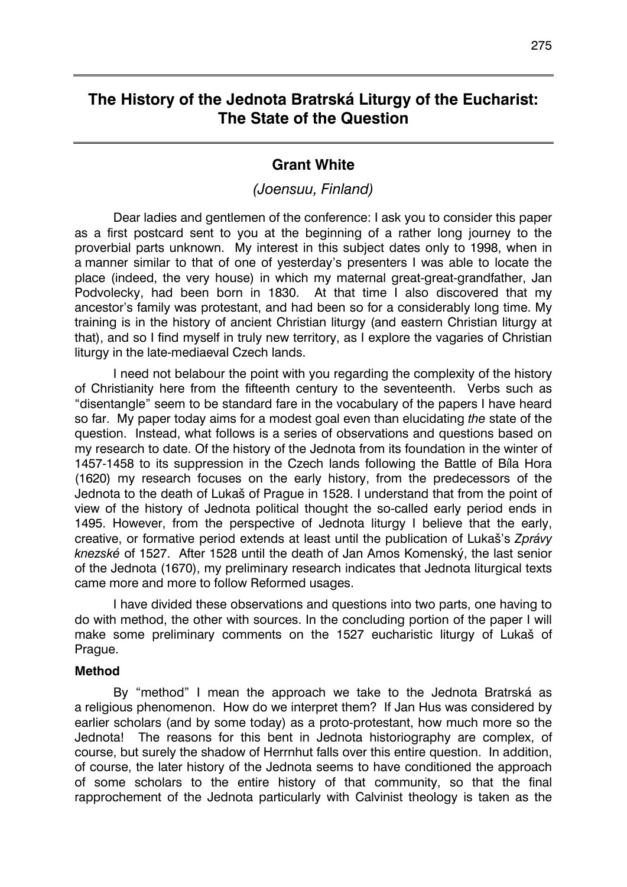# The History of the Jednota Bratrská Liturgy of the Eucharist: The State of the Question

## Grant White

*(Joensuu, Finland)*

Dear ladies and gentlemen of the conference: I ask you to consider this paper as a first postcard sent to you at the beginning of a rather long journey to the proverbial parts unknown. My interest in this subject dates only to 1998, when in a manner similar to that of one of yesterday's presenters I was able to locate the place (indeed, the very house) in which my maternal great-great-grandfather, Jan Podvolecky, had been born in 1830. At that time I also discovered that my ancestor's family was protestant, and had been so for a considerably long time. My training is in the history of ancient Christian liturgy (and eastern Christian liturgy at that), and so I find myself in truly new territory, as I explore the vagaries of Christian liturgy in the late-mediaeval Czech lands.

I need not belabour the point with you regarding the complexity of the history of Christianity here from the fifteenth century to the seventeenth. Verbs such as "disentangle" seem to be standard fare in the vocabulary of the papers I have heard so far. My paper today aims for a modest goal even than elucidating *the* state of the question. Instead, what follows is a series of observations and questions based on my research to date. Of the history of the Jednota from its foundation in the winter of 1457-1458 to its suppression in the Czech lands following the Battle of Bíla Hora (1620) my research focuses on the early history, from the predecessors of the Jednota to the death of Lukaš of Prague in 1528. I understand that from the point of view of the history of Jednota political thought the so-called early period ends in 1495. However, from the perspective of Jednota liturgy I believe that the early, creative, or formative period extends at least until the publication of Lukaš's *Zprávy knezské* of 1527. After 1528 until the death of Jan Amos Komenský, the last senior of the Jednota (1670), my preliminary research indicates that Jednota liturgical texts came more and more to follow Reformed usages.

I have divided these observations and questions into two parts, one having to do with method, the other with sources. In the concluding portion of the paper I will make some preliminary comments on the 1527 eucharistic liturgy of Lukaš of Prague.

**Method**

By "method" I mean the approach we take to the Jednota Bratrská as a religious phenomenon. How do we interpret them? If Jan Hus was considered by earlier scholars (and by some today) as a proto-protestant, how much more so the Jednota! The reasons for this bent in Jednota historiography are complex, of course, but surely the shadow of Herrnhut falls over this entire question. In addition, of course, the later history of the Jednota seems to have conditioned the approach of some scholars to the entire history of that community, so that the final rapprochement of the Jednota particularly with Calvinist theology is taken as the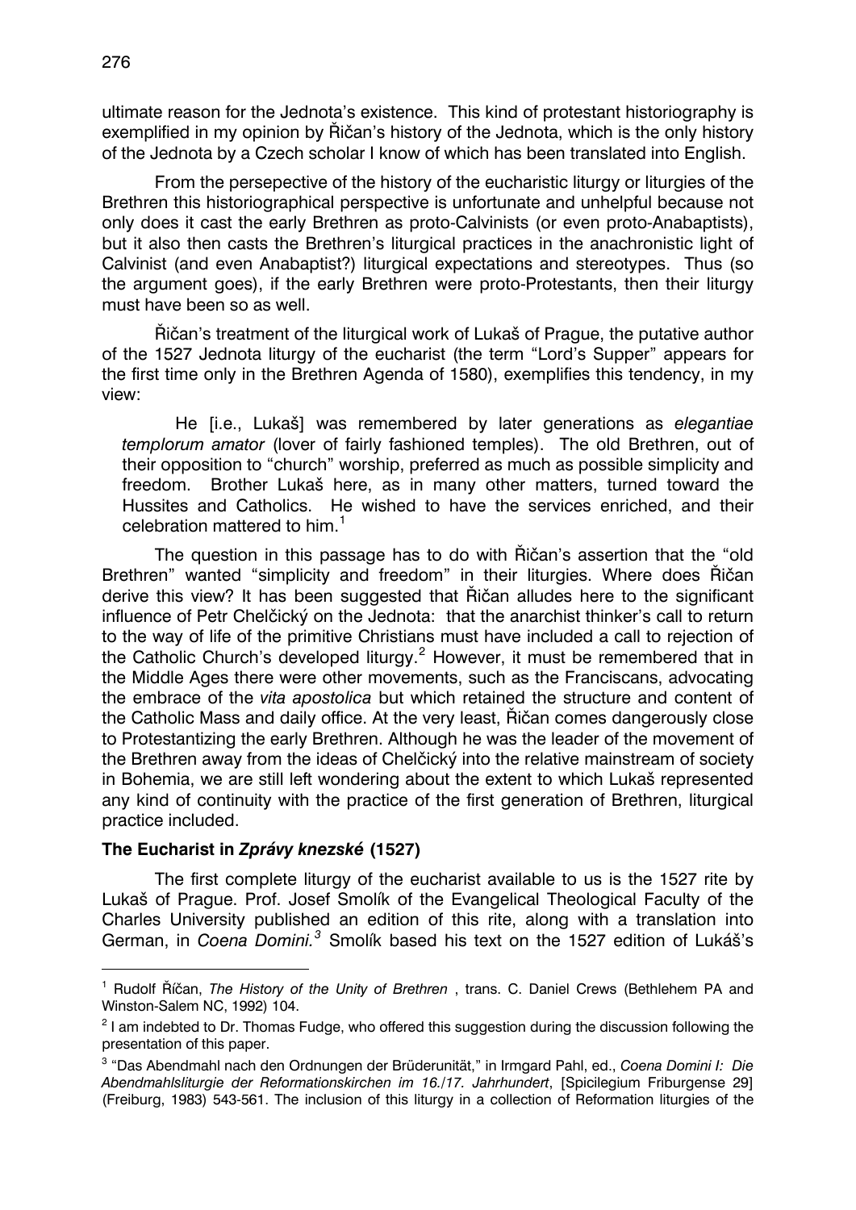ultimate reason for the Jednota's existence. This kind of protestant historiography is exemplified in my opinion by Řičan's history of the Jednota, which is the only history of the Jednota by a Czech scholar I know of which has been translated into English.

From the persepective of the history of the eucharistic liturgy or liturgies of the Brethren this historiographical perspective is unfortunate and unhelpful because not only does it cast the early Brethren as proto-Calvinists (or even proto-Anabaptists), but it also then casts the Brethren's liturgical practices in the anachronistic light of Calvinist (and even Anabaptist?) liturgical expectations and stereotypes. Thus (so the argument goes), if the early Brethren were proto-Protestants, then their liturgy must have been so as well.

Řičan's treatment of the liturgical work of Lukaš of Prague, the putative author of the 1527 Jednota liturgy of the eucharist (the term "Lord's Supper" appears for the first time only in the Brethren Agenda of 1580), exemplifies this tendency, in my view:

> He [i.e., Lukaš] was remembered by later generations as *elegantiae templorum amator* (lover of fairly fashioned temples). The old Brethren, out of their opposition to "church" worship, preferred as much as possible simplicity and freedom. Brother Lukaš here, as in many other matters, turned toward the Hussites and Catholics. He wished to have the services enriched, and their celebration mattered to him.[1]

The question in this passage has to do with Řičan's assertion that the "old Brethren" wanted "simplicity and freedom" in their liturgies. Where does Řičan derive this view? It has been suggested that Řičan alludes here to the significant influence of Petr Chelčický on the Jednota: that the anarchist thinker's call to return to the way of life of the primitive Christians must have included a call to rejection of the Catholic Church's developed liturgy.[2] However, it must be remembered that in the Middle Ages there were other movements, such as the Franciscans, advocating the embrace of the *vita apostolica* but which retained the structure and content of the Catholic Mass and daily office. At the very least, Řičan comes dangerously close to Protestantizing the early Brethren. Although he was the leader of the movement of the Brethren away from the ideas of Chelčický into the relative mainstream of society in Bohemia, we are still left wondering about the extent to which Lukaš represented any kind of continuity with the practice of the first generation of Brethren, liturgical practice included.

**The Eucharist in *Zprávy knezské* (1527)**

The first complete liturgy of the eucharist available to us is the 1527 rite by Lukaš of Prague. Prof. Josef Smolík of the Evangelical Theological Faculty of the Charles University published an edition of this rite, along with a translation into German, in *Coena Domini.*[3] Smolík based his text on the 1527 edition of Lukáš's

---

[1] Rudolf Říčan, *The History of the Unity of Brethren* , trans. C. Daniel Crews (Bethlehem PA and Winston-Salem NC, 1992) 104.

[2] I am indebted to Dr. Thomas Fudge, who offered this suggestion during the discussion following the presentation of this paper.

[3] "Das Abendmahl nach den Ordnungen der Brüderunität," in Irmgard Pahl, ed., *Coena Domini I: Die Abendmahlsliturgie der Reformationskirchen im 16./17. Jahrhundert*, [Spicilegium Friburgense 29] (Freiburg, 1983) 543-561. The inclusion of this liturgy in a collection of Reformation liturgies of the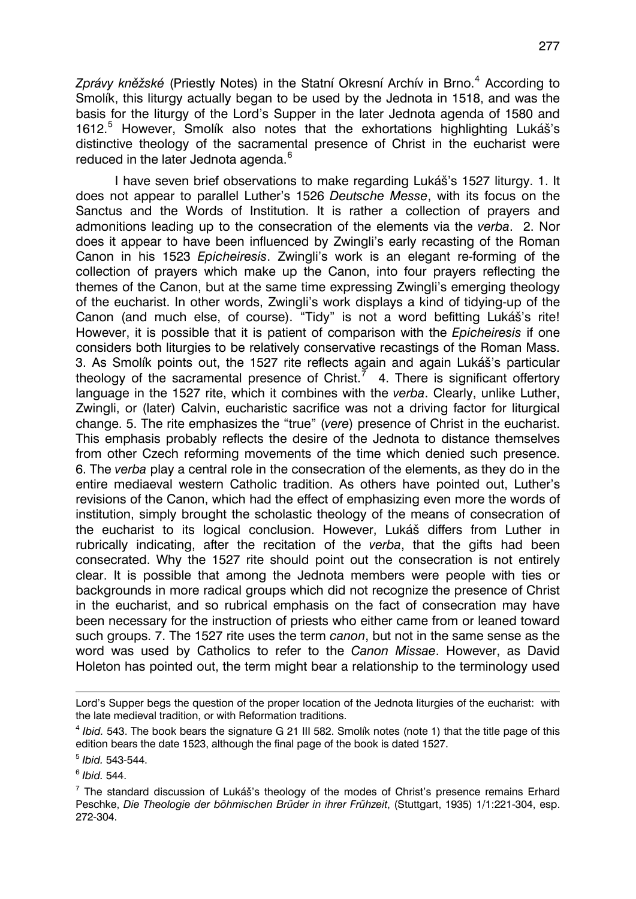*Zprávy kněžské* (Priestly Notes) in the Statní Okresní Archív in Brno.[4] According to Smolík, this liturgy actually began to be used by the Jednota in 1518, and was the basis for the liturgy of the Lord's Supper in the later Jednota agenda of 1580 and 1612.[5] However, Smolík also notes that the exhortations highlighting Lukáš's distinctive theology of the sacramental presence of Christ in the eucharist were reduced in the later Jednota agenda.[6]

I have seven brief observations to make regarding Lukáš's 1527 liturgy. 1. It does not appear to parallel Luther's 1526 *Deutsche Messe*, with its focus on the Sanctus and the Words of Institution. It is rather a collection of prayers and admonitions leading up to the consecration of the elements via the *verba*. 2. Nor does it appear to have been influenced by Zwingli's early recasting of the Roman Canon in his 1523 *Epicheiresis*. Zwingli's work is an elegant re-forming of the collection of prayers which make up the Canon, into four prayers reflecting the themes of the Canon, but at the same time expressing Zwingli's emerging theology of the eucharist. In other words, Zwingli's work displays a kind of tidying-up of the Canon (and much else, of course). "Tidy" is not a word befitting Lukáš's rite! However, it is possible that it is patient of comparison with the *Epicheiresis* if one considers both liturgies to be relatively conservative recastings of the Roman Mass. 3. As Smolík points out, the 1527 rite reflects again and again Lukáš's particular theology of the sacramental presence of Christ.[7] 4. There is significant offertory language in the 1527 rite, which it combines with the *verba*. Clearly, unlike Luther, Zwingli, or (later) Calvin, eucharistic sacrifice was not a driving factor for liturgical change. 5. The rite emphasizes the "true" (*vere*) presence of Christ in the eucharist. This emphasis probably reflects the desire of the Jednota to distance themselves from other Czech reforming movements of the time which denied such presence. 6. The *verba* play a central role in the consecration of the elements, as they do in the entire mediaeval western Catholic tradition. As others have pointed out, Luther's revisions of the Canon, which had the effect of emphasizing even more the words of institution, simply brought the scholastic theology of the means of consecration of the eucharist to its logical conclusion. However, Lukáš differs from Luther in rubrically indicating, after the recitation of the *verba*, that the gifts had been consecrated. Why the 1527 rite should point out the consecration is not entirely clear. It is possible that among the Jednota members were people with ties or backgrounds in more radical groups which did not recognize the presence of Christ in the eucharist, and so rubrical emphasis on the fact of consecration may have been necessary for the instruction of priests who either came from or leaned toward such groups. 7. The 1527 rite uses the term *canon*, but not in the same sense as the word was used by Catholics to refer to the *Canon Missae*. However, as David Holeton has pointed out, the term might bear a relationship to the terminology used

---

Lord's Supper begs the question of the proper location of the Jednota liturgies of the eucharist: with the late medieval tradition, or with Reformation traditions.

[4] *Ibid.* 543. The book bears the signature G 21 III 582. Smolík notes (note 1) that the title page of this edition bears the date 1523, although the final page of the book is dated 1527.

[5] *Ibid.* 543-544.

[6] *Ibid.* 544.

[7] The standard discussion of Lukáš's theology of the modes of Christ's presence remains Erhard Peschke, *Die Theologie der böhmischen Brüder in ihrer Frühzeit*, (Stuttgart, 1935) 1/1:221-304, esp. 272-304.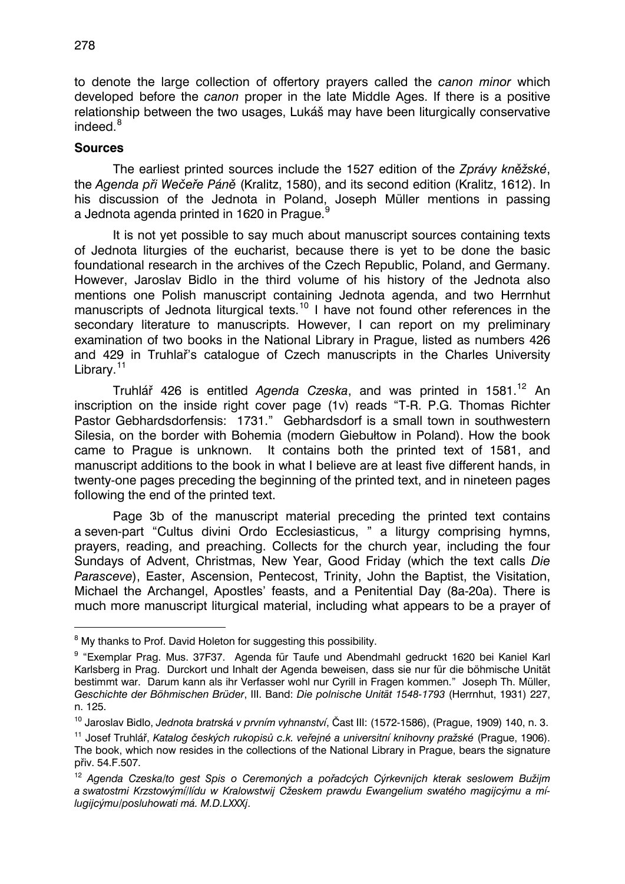to denote the large collection of offertory prayers called the *canon minor* which developed before the *canon* proper in the late Middle Ages. If there is a positive relationship between the two usages, Lukáš may have been liturgically conservative indeed.[8]

**Sources**

The earliest printed sources include the 1527 edition of the *Zprávy kněžské*, the *Agenda při Wečeře Páně* (Kralitz, 1580), and its second edition (Kralitz, 1612). In his discussion of the Jednota in Poland, Joseph Müller mentions in passing a Jednota agenda printed in 1620 in Prague.[9]

It is not yet possible to say much about manuscript sources containing texts of Jednota liturgies of the eucharist, because there is yet to be done the basic foundational research in the archives of the Czech Republic, Poland, and Germany. However, Jaroslav Bidlo in the third volume of his history of the Jednota also mentions one Polish manuscript containing Jednota agenda, and two Herrnhut manuscripts of Jednota liturgical texts.[10] I have not found other references in the secondary literature to manuscripts. However, I can report on my preliminary examination of two books in the National Library in Prague, listed as numbers 426 and 429 in Truhlař's catalogue of Czech manuscripts in the Charles University Library.[11]

Truhlář 426 is entitled *Agenda Czeska*, and was printed in 1581.[12] An inscription on the inside right cover page (1v) reads "T-R. P.G. Thomas Richter Pastor Gebhardsdorfensis: 1731." Gebhardsdorf is a small town in southwestern Silesia, on the border with Bohemia (modern Giebułtow in Poland). How the book came to Prague is unknown. It contains both the printed text of 1581, and manuscript additions to the book in what I believe are at least five different hands, in twenty-one pages preceding the beginning of the printed text, and in nineteen pages following the end of the printed text.

Page 3b of the manuscript material preceding the printed text contains a seven-part "Cultus divini Ordo Ecclesiasticus, " a liturgy comprising hymns, prayers, reading, and preaching. Collects for the church year, including the four Sundays of Advent, Christmas, New Year, Good Friday (which the text calls *Die Parasceve*), Easter, Ascension, Pentecost, Trinity, John the Baptist, the Visitation, Michael the Archangel, Apostles' feasts, and a Penitential Day (8a-20a). There is much more manuscript liturgical material, including what appears to be a prayer of

---

[8] My thanks to Prof. David Holeton for suggesting this possibility.

[9] "Exemplar Prag. Mus. 37F37. Agenda für Taufe und Abendmahl gedruckt 1620 bei Kaniel Karl Karlsberg in Prag. Durckort und Inhalt der Agenda beweisen, dass sie nur für die böhmische Unität bestimmt war. Darum kann als ihr Verfasser wohl nur Cyrill in Fragen kommen." Joseph Th. Müller, *Geschichte der Böhmischen Brüder*, III. Band: *Die polnische Unität 1548-1793* (Herrnhut, 1931) 227, n. 125.

[10] Jaroslav Bidlo, *Jednota bratrská v prvním vyhnanství*, Čast III: (1572-1586), (Prague, 1909) 140, n. 3.

[11] Josef Truhlář, *Katalog českých rukopisů c.k. veřejné a universitní knihovny pražské* (Prague, 1906). The book, which now resides in the collections of the National Library in Prague, bears the signature přiv. 54.F.507.

[12] *Agenda Czeska/to gest Spis o Ceremoných a pořadcých Cýrkevnijch kterak seslowem Bužijm a swatostmi Krzstowými/lídu w Kralowstwij Czeskem prawdu Ewangelium swatého magijcýmu a mílugijcýmu/posluhowati má. M.D.LXXXj.*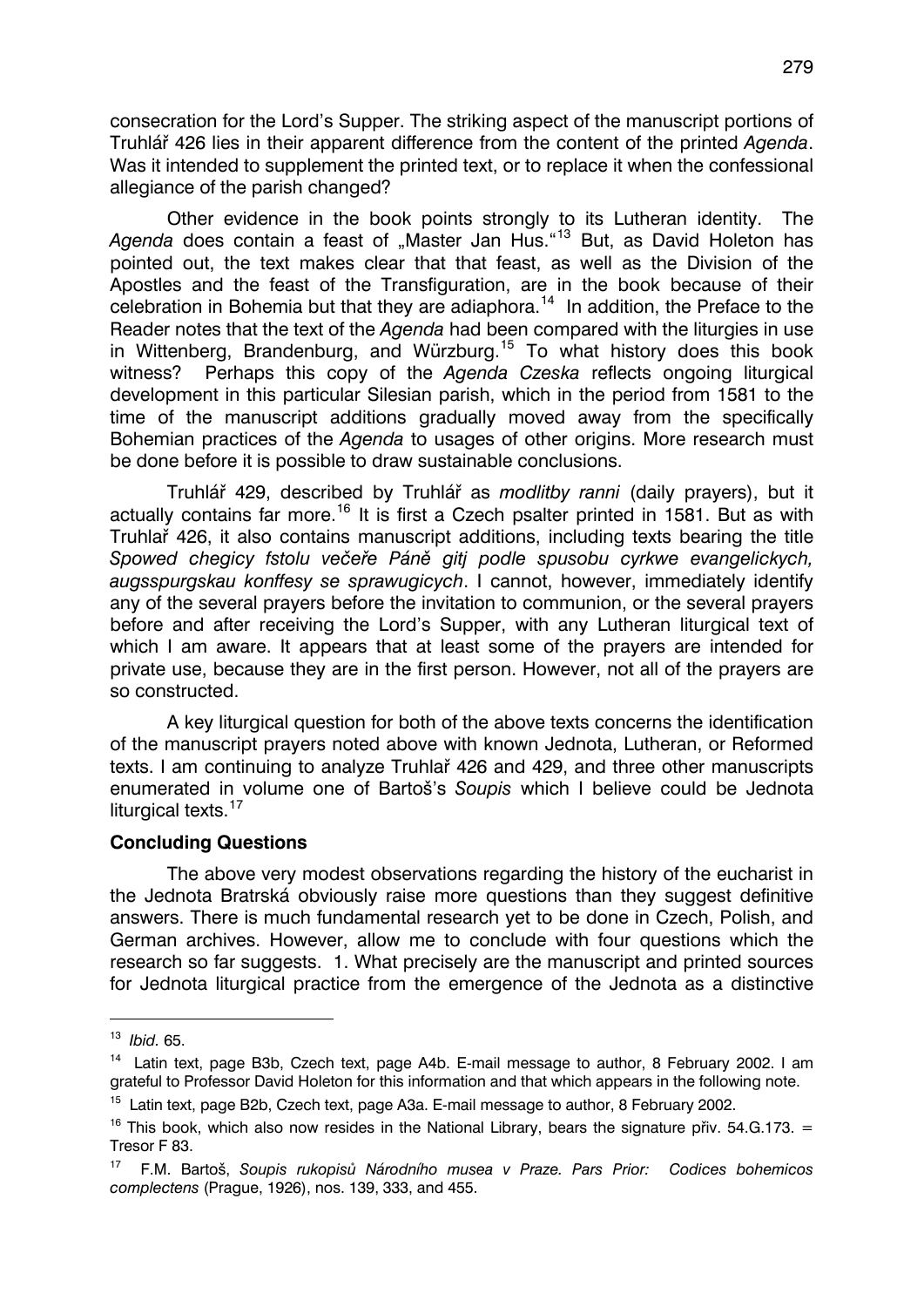consecration for the Lord's Supper. The striking aspect of the manuscript portions of Truhlář 426 lies in their apparent difference from the content of the printed *Agenda*. Was it intended to supplement the printed text, or to replace it when the confessional allegiance of the parish changed?

Other evidence in the book points strongly to its Lutheran identity. The *Agenda* does contain a feast of „Master Jan Hus."[13] But, as David Holeton has pointed out, the text makes clear that that feast, as well as the Division of the Apostles and the feast of the Transfiguration, are in the book because of their celebration in Bohemia but that they are adiaphora.[14] In addition, the Preface to the Reader notes that the text of the *Agenda* had been compared with the liturgies in use in Wittenberg, Brandenburg, and Würzburg.[15] To what history does this book witness? Perhaps this copy of the *Agenda Czeska* reflects ongoing liturgical development in this particular Silesian parish, which in the period from 1581 to the time of the manuscript additions gradually moved away from the specifically Bohemian practices of the *Agenda* to usages of other origins. More research must be done before it is possible to draw sustainable conclusions.

Truhlář 429, described by Truhlář as *modlitby ranni* (daily prayers), but it actually contains far more.[16] It is first a Czech psalter printed in 1581. But as with Truhlař 426, it also contains manuscript additions, including texts bearing the title *Spowed chegicy fstolu večeře Páně gitj podle spusobu cyrkwe evangelickych, augsspurgskau konffesy se sprawugicych*. I cannot, however, immediately identify any of the several prayers before the invitation to communion, or the several prayers before and after receiving the Lord's Supper, with any Lutheran liturgical text of which I am aware. It appears that at least some of the prayers are intended for private use, because they are in the first person. However, not all of the prayers are so constructed.

A key liturgical question for both of the above texts concerns the identification of the manuscript prayers noted above with known Jednota, Lutheran, or Reformed texts. I am continuing to analyze Truhlař 426 and 429, and three other manuscripts enumerated in volume one of Bartoš's *Soupis* which I believe could be Jednota liturgical texts.[17]

**Concluding Questions**

The above very modest observations regarding the history of the eucharist in the Jednota Bratrská obviously raise more questions than they suggest definitive answers. There is much fundamental research yet to be done in Czech, Polish, and German archives. However, allow me to conclude with four questions which the research so far suggests. 1. What precisely are the manuscript and printed sources for Jednota liturgical practice from the emergence of the Jednota as a distinctive

---

[13] *Ibid.* 65.

[14] Latin text, page B3b, Czech text, page A4b. E-mail message to author, 8 February 2002. I am grateful to Professor David Holeton for this information and that which appears in the following note.

[15] Latin text, page B2b, Czech text, page A3a. E-mail message to author, 8 February 2002.

[16] This book, which also now resides in the National Library, bears the signature přiv. 54.G.173. = Tresor F 83.

[17] F.M. Bartoš, *Soupis rukopisů Národního musea v Praze. Pars Prior: Codices bohemicos complectens* (Prague, 1926), nos. 139, 333, and 455.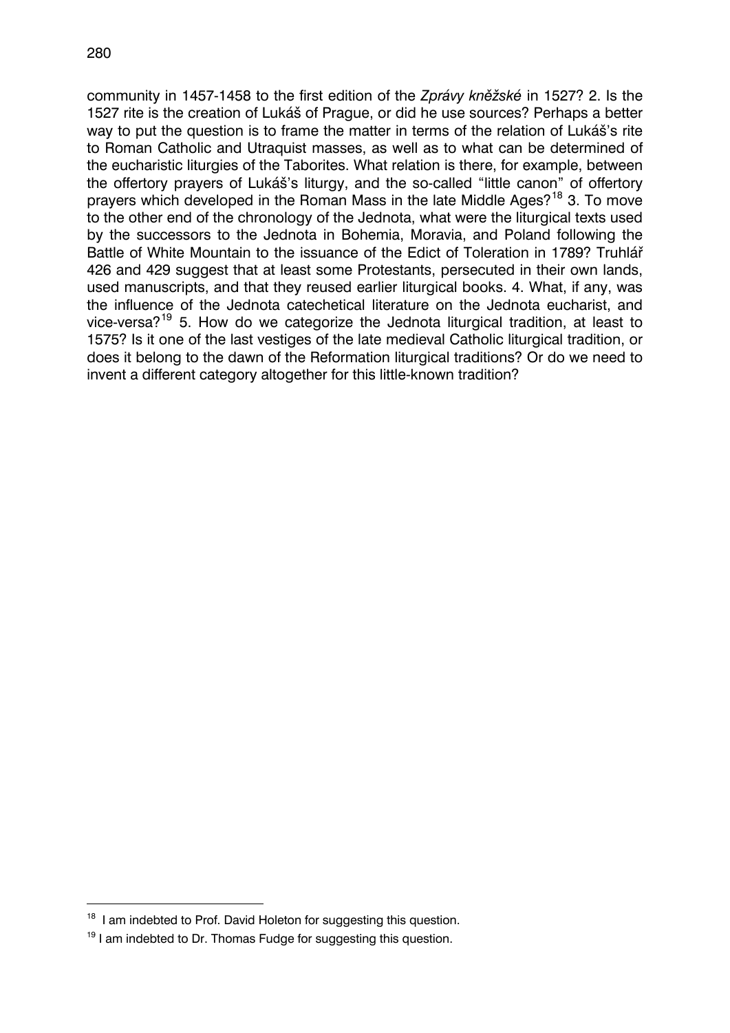community in 1457-1458 to the first edition of the *Zprávy kněžské* in 1527? 2. Is the 1527 rite is the creation of Lukáš of Prague, or did he use sources? Perhaps a better way to put the question is to frame the matter in terms of the relation of Lukáš's rite to Roman Catholic and Utraquist masses, as well as to what can be determined of the eucharistic liturgies of the Taborites. What relation is there, for example, between the offertory prayers of Lukáš's liturgy, and the so-called "little canon" of offertory prayers which developed in the Roman Mass in the late Middle Ages?[18] 3. To move to the other end of the chronology of the Jednota, what were the liturgical texts used by the successors to the Jednota in Bohemia, Moravia, and Poland following the Battle of White Mountain to the issuance of the Edict of Toleration in 1789? Truhlář 426 and 429 suggest that at least some Protestants, persecuted in their own lands, used manuscripts, and that they reused earlier liturgical books. 4. What, if any, was the influence of the Jednota catechetical literature on the Jednota eucharist, and vice-versa?[19] 5. How do we categorize the Jednota liturgical tradition, at least to 1575? Is it one of the last vestiges of the late medieval Catholic liturgical tradition, or does it belong to the dawn of the Reformation liturgical traditions? Or do we need to invent a different category altogether for this little-known tradition?

[18] I am indebted to Prof. David Holeton for suggesting this question.

[19] I am indebted to Dr. Thomas Fudge for suggesting this question.